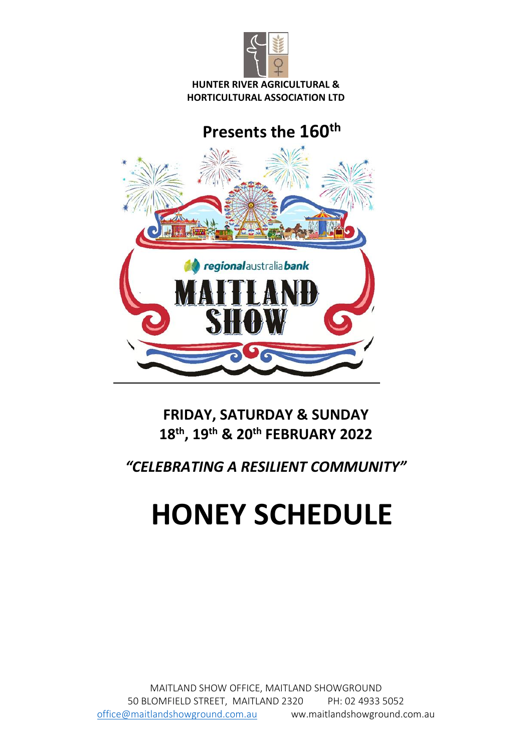**HUNTER RIVER AGRICULTURAL & HORTICULTURAL ASSOCIATION LTD**

## Presents the 160th

regionalaustraliabank

# MAITLAND SHOW

**FRIDAY, SATURDAY & SUNDAY**
**18th, 19th & 20th FEBRUARY 2022**

***"CELEBRATING A RESILIENT COMMUNITY"***

# HONEY SCHEDULE

MAITLAND SHOW OFFICE, MAITLAND SHOWGROUND
50 BLOMFIELD STREET, MAITLAND 2320 PH: 02 4933 5052
office@maitlandshowground.com.au ww.maitlandshowground.com.au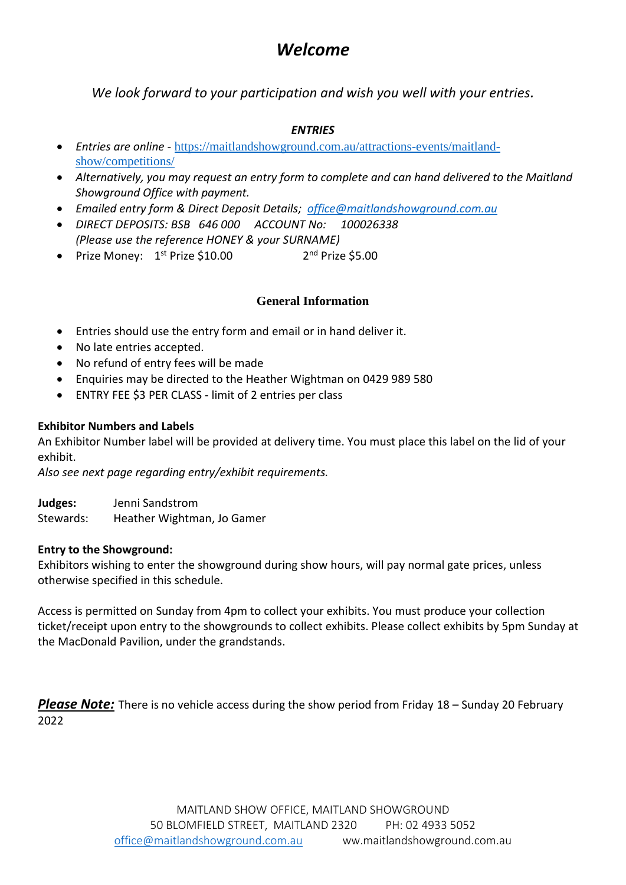# *Welcome*

*We look forward to your participation and wish you well with your entries.*

### *ENTRIES*

- *Entries are online* - https://maitlandshowground.com.au/attractions-events/maitland-show/competitions/
- *Alternatively, you may request an entry form to complete and can hand delivered to the Maitland Showground Office with payment.*
- *Emailed entry form & Direct Deposit Details; office@maitlandshowground.com.au*
- *DIRECT DEPOSITS: BSB 646 000 ACCOUNT No: 100026338 (Please use the reference HONEY & your SURNAME)*
- Prize Money: 1st Prize $10.00 2nd Prize $5.00

### General Information

- Entries should use the entry form and email or in hand deliver it.
- No late entries accepted.
- No refund of entry fees will be made
- Enquiries may be directed to the Heather Wightman on 0429 989 580
- ENTRY FEE $3 PER CLASS - limit of 2 entries per class

**Exhibitor Numbers and Labels**

An Exhibitor Number label will be provided at delivery time. You must place this label on the lid of your exhibit.

*Also see next page regarding entry/exhibit requirements.*

**Judges:** Jenni Sandstrom

Stewards: Heather Wightman, Jo Gamer

**Entry to the Showground:**

Exhibitors wishing to enter the showground during show hours, will pay normal gate prices, unless otherwise specified in this schedule.

Access is permitted on Sunday from 4pm to collect your exhibits. You must produce your collection ticket/receipt upon entry to the showgrounds to collect exhibits. Please collect exhibits by 5pm Sunday at the MacDonald Pavilion, under the grandstands.

***Please Note:*** There is no vehicle access during the show period from Friday 18 – Sunday 20 February 2022

MAITLAND SHOW OFFICE, MAITLAND SHOWGROUND
50 BLOMFIELD STREET, MAITLAND 2320 PH: 02 4933 5052
office@maitlandshowground.com.au ww.maitlandshowground.com.au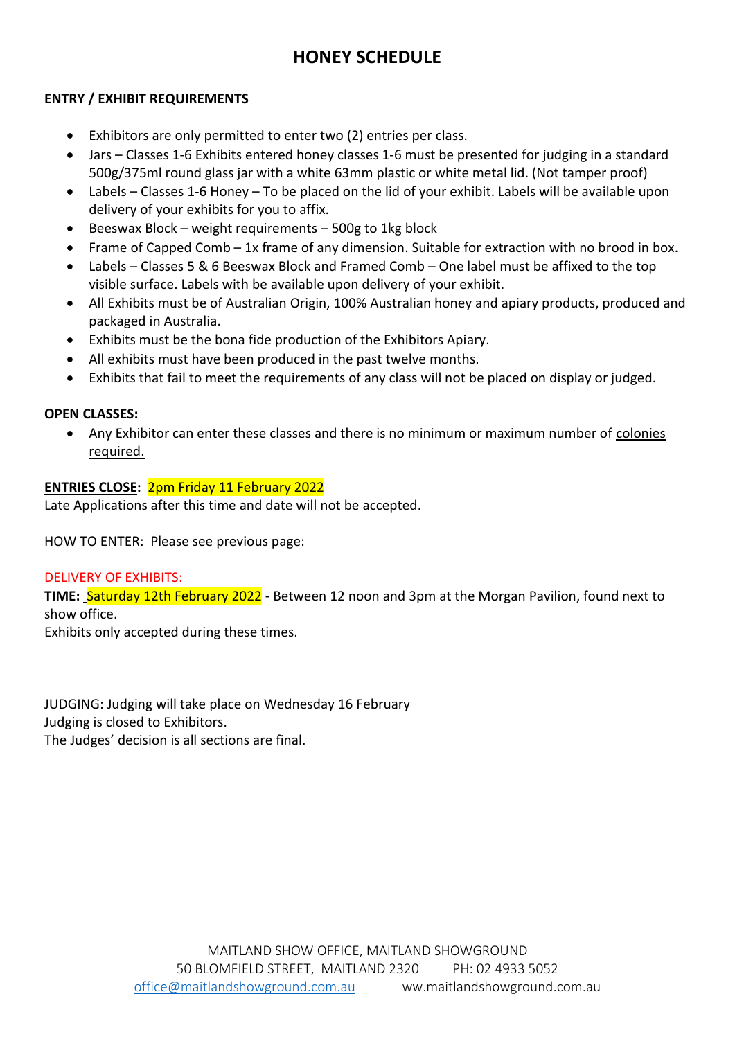# HONEY SCHEDULE

**ENTRY / EXHIBIT REQUIREMENTS**

- Exhibitors are only permitted to enter two (2) entries per class.
- Jars – Classes 1-6 Exhibits entered honey classes 1-6 must be presented for judging in a standard 500g/375ml round glass jar with a white 63mm plastic or white metal lid. (Not tamper proof)
- Labels – Classes 1-6 Honey – To be placed on the lid of your exhibit. Labels will be available upon delivery of your exhibits for you to affix.
- Beeswax Block – weight requirements – 500g to 1kg block
- Frame of Capped Comb – 1x frame of any dimension. Suitable for extraction with no brood in box.
- Labels – Classes 5 & 6 Beeswax Block and Framed Comb – One label must be affixed to the top visible surface. Labels with be available upon delivery of your exhibit.
- All Exhibits must be of Australian Origin, 100% Australian honey and apiary products, produced and packaged in Australia.
- Exhibits must be the bona fide production of the Exhibitors Apiary.
- All exhibits must have been produced in the past twelve months.
- Exhibits that fail to meet the requirements of any class will not be placed on display or judged.

**OPEN CLASSES:**

- Any Exhibitor can enter these classes and there is no minimum or maximum number of colonies required.

**ENTRIES CLOSE:** 2pm Friday 11 February 2022
Late Applications after this time and date will not be accepted.

HOW TO ENTER: Please see previous page:

DELIVERY OF EXHIBITS:
**TIME:** Saturday 12th February 2022 - Between 12 noon and 3pm at the Morgan Pavilion, found next to show office.
Exhibits only accepted during these times.

JUDGING: Judging will take place on Wednesday 16 February
Judging is closed to Exhibitors.
The Judges' decision is all sections are final.

MAITLAND SHOW OFFICE, MAITLAND SHOWGROUND
50 BLOMFIELD STREET, MAITLAND 2320 PH: 02 4933 5052
office@maitlandshowground.com.au ww.maitlandshowground.com.au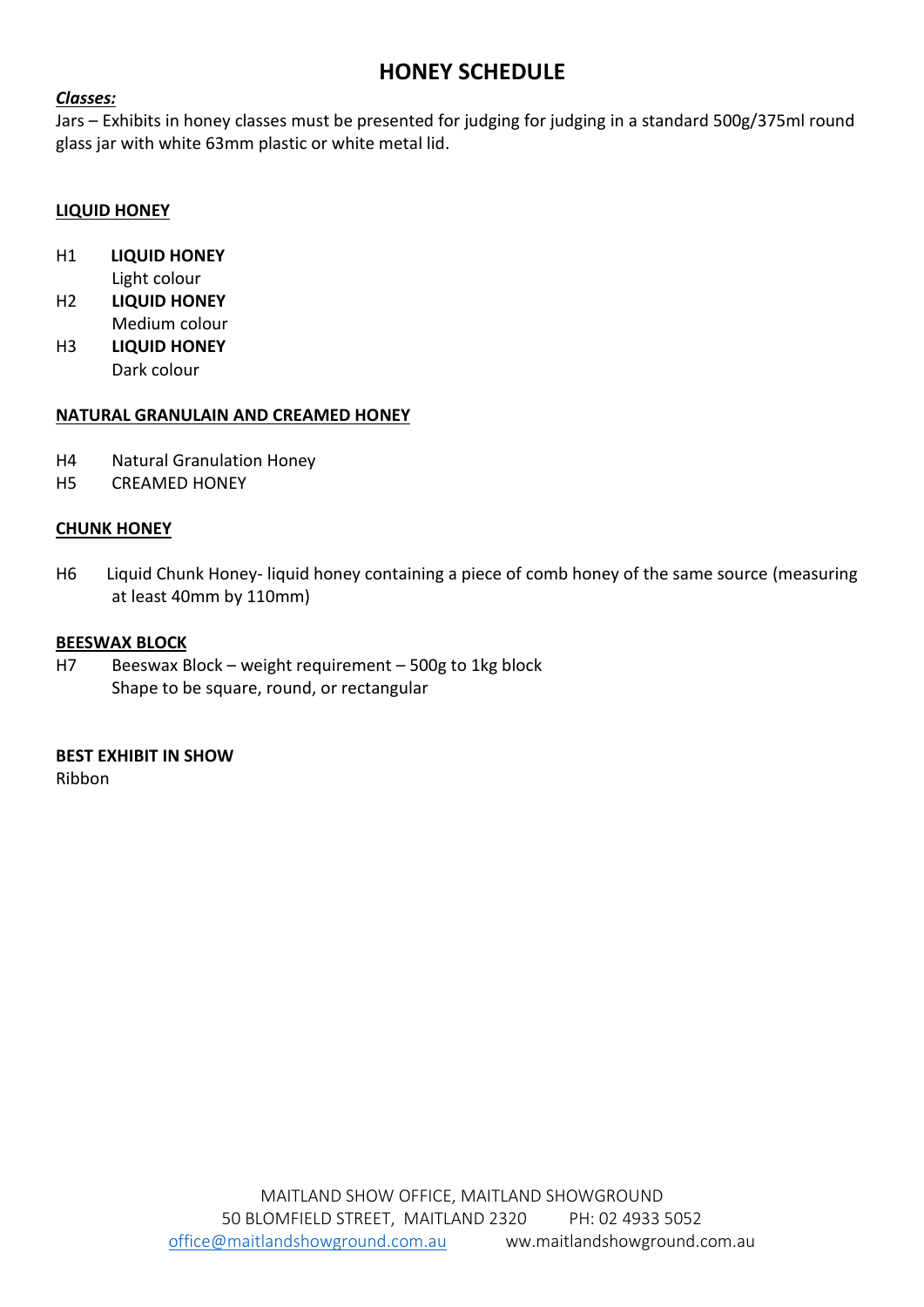# HONEY SCHEDULE

***Classes:***

Jars – Exhibits in honey classes must be presented for judging for judging in a standard 500g/375ml round glass jar with white 63mm plastic or white metal lid.

## LIQUID HONEY

H1 **LIQUID HONEY**
Light colour

H2 **LIQUID HONEY**
Medium colour

H3 **LIQUID HONEY**
Dark colour

## NATURAL GRANULAIN AND CREAMED HONEY

H4 Natural Granulation Honey

H5 CREAMED HONEY

## CHUNK HONEY

H6 Liquid Chunk Honey- liquid honey containing a piece of comb honey of the same source (measuring at least 40mm by 110mm)

## BEESWAX BLOCK

H7 Beeswax Block – weight requirement – 500g to 1kg block
Shape to be square, round, or rectangular

**BEST EXHIBIT IN SHOW**
Ribbon

MAITLAND SHOW OFFICE, MAITLAND SHOWGROUND
50 BLOMFIELD STREET, MAITLAND 2320 PH: 02 4933 5052
office@maitlandshowground.com.au ww.maitlandshowground.com.au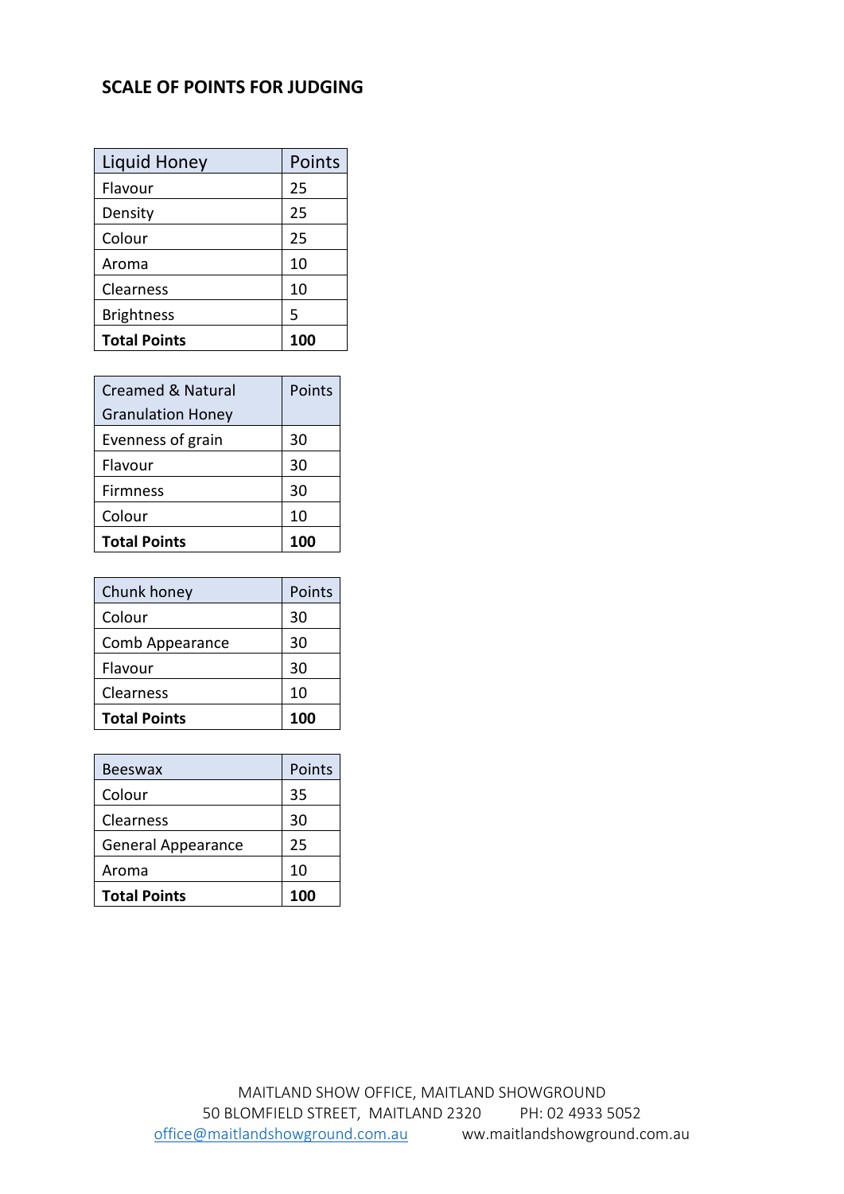## SCALE OF POINTS FOR JUDGING

| Liquid Honey | Points |
|---|---|
| Flavour | 25 |
| Density | 25 |
| Colour | 25 |
| Aroma | 10 |
| Clearness | 10 |
| Brightness | 5 |
| **Total Points** | **100** |

| Creamed & Natural Granulation Honey | Points |
|---|---|
| Evenness of grain | 30 |
| Flavour | 30 |
| Firmness | 30 |
| Colour | 10 |
| **Total Points** | **100** |

| Chunk honey | Points |
|---|---|
| Colour | 30 |
| Comb Appearance | 30 |
| Flavour | 30 |
| Clearness | 10 |
| **Total Points** | **100** |

| Beeswax | Points |
|---|---|
| Colour | 35 |
| Clearness | 30 |
| General Appearance | 25 |
| Aroma | 10 |
| **Total Points** | **100** |